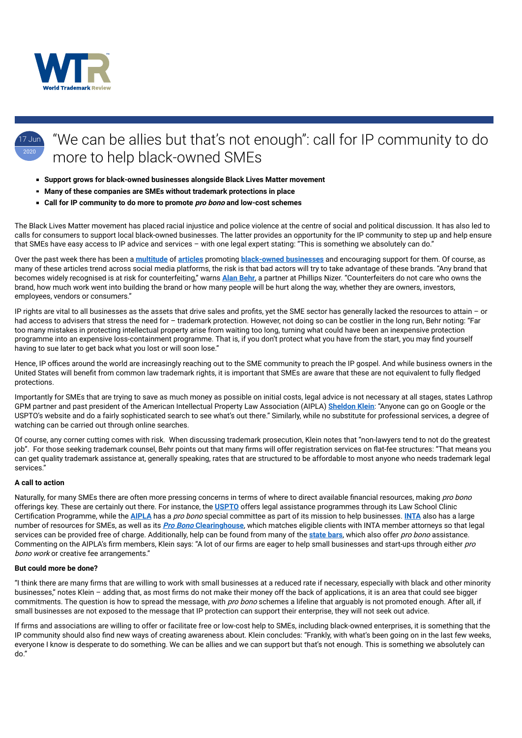17 Jun 2020

# "We can be allies but that's not enough": call for IP community to do more to help black-owned SMEs

- **Support grows for black-owned businesses alongside Black Lives Matter movement**
- **Many of these companies are SMEs without trademark protections in place**
- **Call for IP community to do more to promote *pro bono* and low-cost schemes**

The Black Lives Matter movement has placed racial injustice and police violence at the centre of social and political discussion. It has also led to calls for consumers to support local black-owned businesses. The latter provides an opportunity for the IP community to step up and help ensure that SMEs have easy access to IP advice and services – with one legal expert stating: "This is something we absolutely can do."

Over the past week there has been a **multitude** of **articles** promoting **black-owned businesses** and encouraging support for them. Of course, as many of these articles trend across social media platforms, the risk is that bad actors will try to take advantage of these brands. "Any brand that becomes widely recognised is at risk for counterfeiting," warns **Alan Behr**, a partner at Phillips Nizer. "Counterfeiters do not care who owns the brand, how much work went into building the brand or how many people will be hurt along the way, whether they are owners, investors, employees, vendors or consumers."

IP rights are vital to all businesses as the assets that drive sales and profits, yet the SME sector has generally lacked the resources to attain – or had access to advisers that stress the need for – trademark protection. However, not doing so can be costlier in the long run, Behr noting: "Far too many mistakes in protecting intellectual property arise from waiting too long, turning what could have been an inexpensive protection programme into an expensive loss-containment programme. That is, if you don't protect what you have from the start, you may find yourself having to sue later to get back what you lost or will soon lose."

Hence, IP offices around the world are increasingly reaching out to the SME community to preach the IP gospel. And while business owners in the United States will benefit from common law trademark rights, it is important that SMEs are aware that these are not equivalent to fully fledged protections.

Importantly for SMEs that are trying to save as much money as possible on initial costs, legal advice is not necessary at all stages, states Lathrop GPM partner and past president of the American Intellectual Property Law Association (AIPLA) **Sheldon Klein**: "Anyone can go on Google or the USPTO's website and do a fairly sophisticated search to see what's out there." Similarly, while no substitute for professional services, a degree of watching can be carried out through online searches.

Of course, any corner cutting comes with risk. When discussing trademark prosecution, Klein notes that "non-lawyers tend to not do the greatest job". For those seeking trademark counsel, Behr points out that many firms will offer registration services on flat-fee structures: "That means you can get quality trademark assistance at, generally speaking, rates that are structured to be affordable to most anyone who needs trademark legal services."

**A call to action**

Naturally, for many SMEs there are often more pressing concerns in terms of where to direct available financial resources, making *pro bono* offerings key. These are certainly out there. For instance, the **USPTO** offers legal assistance programmes through its Law School Clinic Certification Programme, while the **AIPLA** has a *pro bono* special committee as part of its mission to help businesses. **INTA** also has a large number of resources for SMEs, as well as its ***Pro Bono* Clearinghouse**, which matches eligible clients with INTA member attorneys so that legal services can be provided free of charge. Additionally, help can be found from many of the **state bars**, which also offer *pro bono* assistance. Commenting on the AIPLA's firm members, Klein says: "A lot of our firms are eager to help small businesses and start-ups through either *pro bono work* or creative fee arrangements."

**But could more be done?**

"I think there are many firms that are willing to work with small businesses at a reduced rate if necessary, especially with black and other minority businesses," notes Klein – adding that, as most firms do not make their money off the back of applications, it is an area that could see bigger commitments. The question is how to spread the message, with *pro bono* schemes a lifeline that arguably is not promoted enough. After all, if small businesses are not exposed to the message that IP protection can support their enterprise, they will not seek out advice.

If firms and associations are willing to offer or facilitate free or low-cost help to SMEs, including black-owned enterprises, it is something that the IP community should also find new ways of creating awareness about. Klein concludes: "Frankly, with what's been going on in the last few weeks, everyone I know is desperate to do something. We can be allies and we can support but that's not enough. This is something we absolutely can do."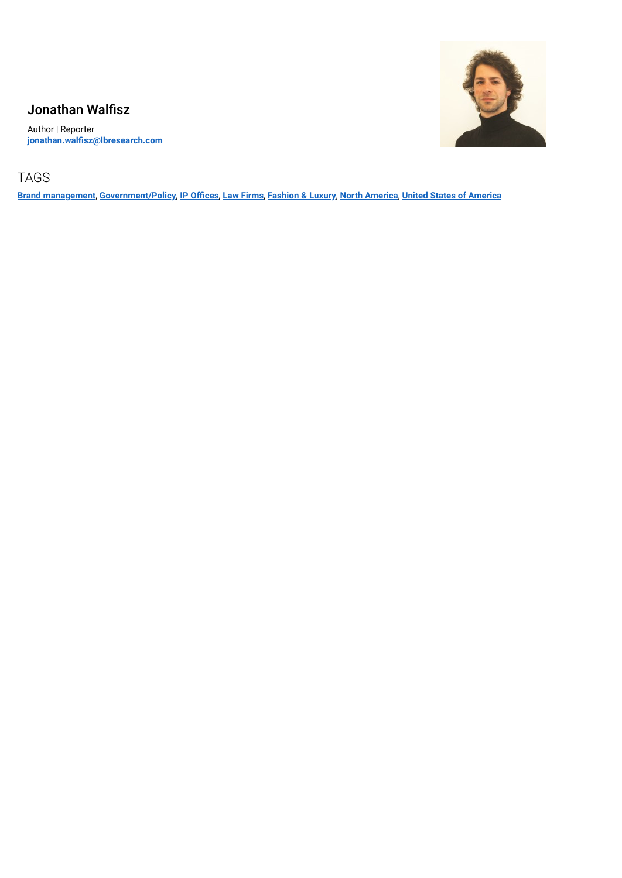Jonathan Walfisz

Author | Reporter
[jonathan.walfisz@lbresearch.com](mailto:jonathan.walfisz@lbresearch.com)

## TAGS

**Brand management**, **Government/Policy**, **IP Offices**, **Law Firms**, **Fashion & Luxury**, **North America**, **United States of America**